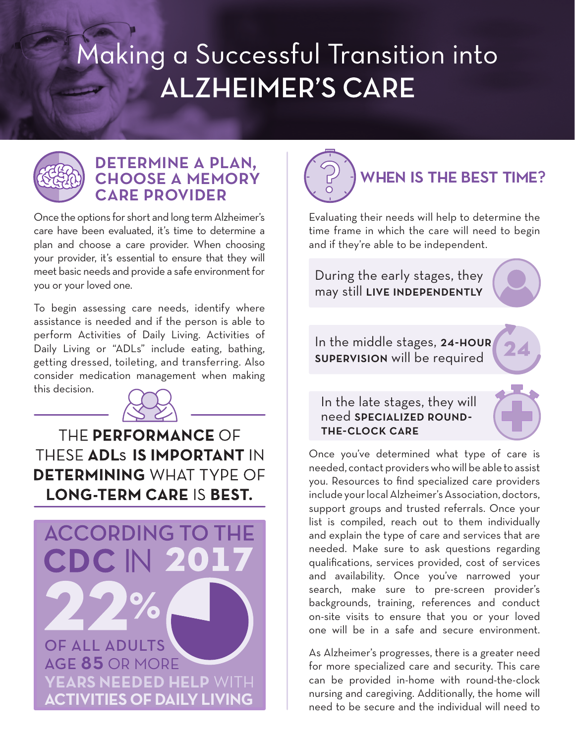# Making a Successful Transition into ALZHEIMER'S CARE

## DETERMINE A PLAN, CHOOSE A MEMORY CARE PROVIDER

Once the options for short and long term Alzheimer's care have been evaluated, it's time to determine a plan and choose a care provider. When choosing your provider, it's essential to ensure that they will meet basic needs and provide a safe environment for you or your loved one.

To begin assessing care needs, identify where assistance is needed and if the person is able to perform Activities of Daily Living. Activities of Daily Living or "ADLs" include eating, bathing, getting dressed, toileting, and transferring. Also consider medication management when making this decision.

THE **PERFORMANCE** OF THESE **ADLs IS IMPORTANT** IN **DETERMINING** WHAT TYPE OF **LONG-TERM CARE** IS **BEST.**

ACCORDING TO THE **CDC** IN **2017**

**22%**

OF ALL ADULTS AGE **85** OR MORE **YEARS NEEDED HELP** WITH **ACTIVITIES OF DAILY LIVING**

## WHEN IS THE BEST TIME?

Evaluating their needs will help to determine the time frame in which the care will need to begin and if they're able to be independent.

During the early stages, they may still **LIVE INDEPENDENTLY**

In the middle stages, **24-HOUR SUPERVISION** will be required

In the late stages, they will need **SPECIALIZED ROUND-THE-CLOCK CARE**

Once you've determined what type of care is needed, contact providers who will be able to assist you. Resources to find specialized care providers include your local Alzheimer's Association, doctors, support groups and trusted referrals. Once your list is compiled, reach out to them individually and explain the type of care and services that are needed. Make sure to ask questions regarding qualifications, services provided, cost of services and availability. Once you've narrowed your search, make sure to pre-screen provider's backgrounds, training, references and conduct on-site visits to ensure that you or your loved one will be in a safe and secure environment.

As Alzheimer's progresses, there is a greater need for more specialized care and security. This care can be provided in-home with round-the-clock nursing and caregiving. Additionally, the home will need to be secure and the individual will need to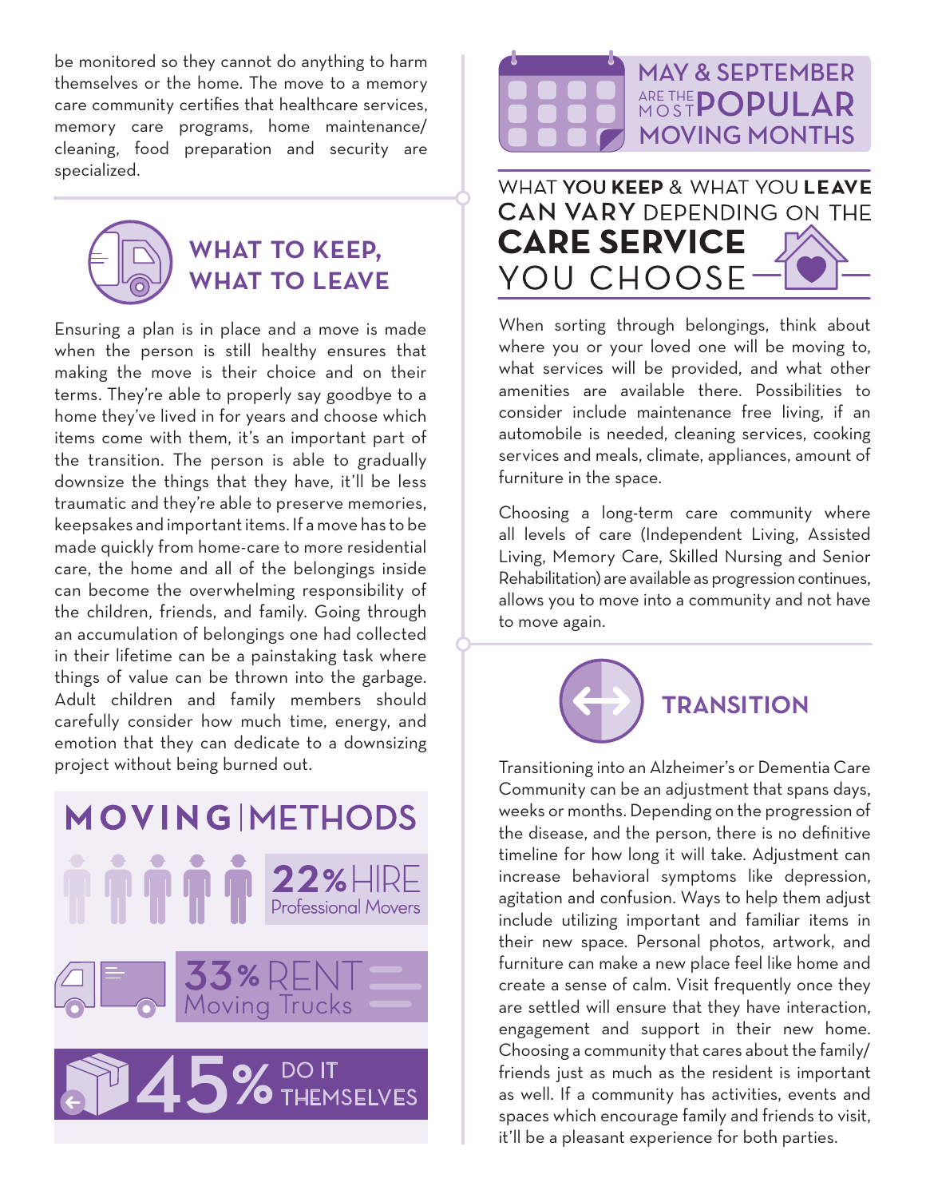be monitored so they cannot do anything to harm themselves or the home. The move to a memory care community certifies that healthcare services, memory care programs, home maintenance/cleaning, food preparation and security are specialized.

## WHAT TO KEEP, WHAT TO LEAVE

Ensuring a plan is in place and a move is made when the person is still healthy ensures that making the move is their choice and on their terms. They're able to properly say goodbye to a home they've lived in for years and choose which items come with them, it's an important part of the transition. The person is able to gradually downsize the things that they have, it'll be less traumatic and they're able to preserve memories, keepsakes and important items. If a move has to be made quickly from home-care to more residential care, the home and all of the belongings inside can become the overwhelming responsibility of the children, friends, and family. Going through an accumulation of belongings one had collected in their lifetime can be a painstaking task where things of value can be thrown into the garbage. Adult children and family members should carefully consider how much time, energy, and emotion that they can dedicate to a downsizing project without being burned out.

### MOVING | METHODS

22% HIRE Professional Movers

33% RENT Moving Trucks

45% DO IT THEMSELVES

### MAY & SEPTEMBER ARE THE MOST POPULAR MOVING MONTHS

### WHAT YOU KEEP & WHAT YOU LEAVE CAN VARY DEPENDING ON THE CARE SERVICE YOU CHOOSE

When sorting through belongings, think about where you or your loved one will be moving to, what services will be provided, and what other amenities are available there. Possibilities to consider include maintenance free living, if an automobile is needed, cleaning services, cooking services and meals, climate, appliances, amount of furniture in the space.

Choosing a long-term care community where all levels of care (Independent Living, Assisted Living, Memory Care, Skilled Nursing and Senior Rehabilitation) are available as progression continues, allows you to move into a community and not have to move again.

## TRANSITION

Transitioning into an Alzheimer's or Dementia Care Community can be an adjustment that spans days, weeks or months. Depending on the progression of the disease, and the person, there is no definitive timeline for how long it will take. Adjustment can increase behavioral symptoms like depression, agitation and confusion. Ways to help them adjust include utilizing important and familiar items in their new space. Personal photos, artwork, and furniture can make a new place feel like home and create a sense of calm. Visit frequently once they are settled will ensure that they have interaction, engagement and support in their new home. Choosing a community that cares about the family/friends just as much as the resident is important as well. If a community has activities, events and spaces which encourage family and friends to visit, it'll be a pleasant experience for both parties.